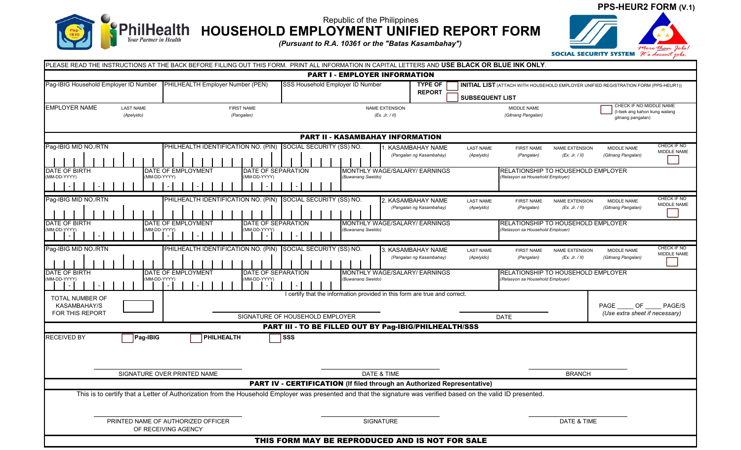**PPS-HEUR2 FORM (V.1)**

Republic of the Philippines

# HOUSEHOLD EMPLOYMENT UNIFIED REPORT FORM

*(Pursuant to R.A. 10361 or the "Batas Kasambahay")*

PLEASE READ THE INSTRUCTIONS AT THE BACK BEFORE FILLING OUT THIS FORM. PRINT ALL INFORMATION IN CAPITAL LETTERS AND **USE BLACK OR BLUE INK ONLY**.

## PART I - EMPLOYER INFORMATION

| Pag-IBIG Household Employer ID Number | PHILHEALTH Employer Number (PEN) | SSS Household Employer ID Number | TYPE OF REPORT | ☐ **INITIAL LIST** (ATTACH WITH HOUSEHOLD EMPLOYER UNIFIED REGISTRATION FORM (PPS-HEUR1)) ☐ **SUBSEQUENT LIST** |
|---|---|---|---|---|
| | | | | |

| EMPLOYER NAME | LAST NAME *(Apelyido)* | FIRST NAME *(Pangalan)* | NAME EXTENSION *(Ex. Jr. / II)* | MIDDLE NAME *(Gitnang Pangalan)* | ☐ CHECK IF NO MIDDLE NAME (I-tsek ang kahon kung walang gitnang pangalan) |
|---|---|---|---|---|---|
| | | | | | |

## PART II - KASAMBAHAY INFORMATION

| Pag-IBIG MID NO./RTN | PHILHEALTH IDENTIFICATION NO. (PIN) | SOCIAL SECURITY (SS) NO. | 1. KASAMBAHAY NAME *(Pangalan ng Kasambahay)* | LAST NAME *(Apelyido)* | FIRST NAME *(Pangalan)* | NAME EXTENSION *(Ex. Jr. / II)* | MIDDLE NAME *(Gitnang Pangalan)* | CHECK IF NO MIDDLE NAME ☐ |
|---|---|---|---|---|---|---|---|---|
| | | | | | | | | |

| DATE OF BIRTH (MM-DD-YYYY) | DATE OF EMPLOYMENT (MM-DD-YYYY) | DATE OF SEPARATION (MM-DD-YYYY) | MONTHLY WAGE/SALARY/ EARNINGS *(Buwanang Sweldo)* | RELATIONSHIP TO HOUSEHOLD EMPLOYER *(Relasyon sa Household Employer)* |
|---|---|---|---|---|
| - - | - - | - - | | |

| Pag-IBIG MID NO./RTN | PHILHEALTH IDENTIFICATION NO. (PIN) | SOCIAL SECURITY (SS) NO. | 2. KASAMBAHAY NAME *(Pangalan ng Kasambahay)* | LAST NAME *(Apelyido)* | FIRST NAME *(Pangalan)* | NAME EXTENSION *(Ex. Jr. / II)* | MIDDLE NAME *(Gitnang Pangalan)* | CHECK IF NO MIDDLE NAME ☐ |
|---|---|---|---|---|---|---|---|---|
| | | | | | | | | |

| DATE OF BIRTH (MM-DD-YYYY) | DATE OF EMPLOYMENT (MM-DD-YYYY) | DATE OF SEPARATION (MM-DD-YYYY) | MONTHLY WAGE/SALARY/ EARNINGS *(Buwanang Sweldo)* | RELATIONSHIP TO HOUSEHOLD EMPLOYER *(Relasyon sa Household Employer)* |
|---|---|---|---|---|
| - - | - - | - - | | |

| Pag-IBIG MID NO./RTN | PHILHEALTH IDENTIFICATION NO. (PIN) | SOCIAL SECURITY (SS) NO. | 3. KASAMBAHAY NAME *(Pangalan ng Kasambahay)* | LAST NAME *(Apelyido)* | FIRST NAME *(Pangalan)* | NAME EXTENSION *(Ex. Jr. / II)* | MIDDLE NAME *(Gitnang Pangalan)* | CHECK IF NO MIDDLE NAME ☐ |
|---|---|---|---|---|---|---|---|---|
| | | | | | | | | |

| DATE OF BIRTH (MM-DD-YYYY) | DATE OF EMPLOYMENT (MM-DD-YYYY) | DATE OF SEPARATION (MM-DD-YYYY) | MONTHLY WAGE/SALARY/ EARNINGS *(Buwanang Sweldo)* | RELATIONSHIP TO HOUSEHOLD EMPLOYER *(Relasyon sa Household Employer)* |
|---|---|---|---|---|
| - - | - - | - - | | |

TOTAL NUMBER OF KASAMBAHAY/S FOR THIS REPORT ☐

I certify that the information provided in this form are true and correct.

______________________ SIGNATURE OF HOUSEHOLD EMPLOYER

______________________ DATE

PAGE ____ OF ____ PAGE/S
*(Use extra sheet if necessary)*

## PART III - TO BE FILLED OUT BY Pag-IBIG/PHILHEALTH/SSS

RECEIVED BY ☐ **Pag-IBIG** ☐ **PHILHEALTH** ☐ **SSS**

| SIGNATURE OVER PRINTED NAME | DATE & TIME | BRANCH |
|---|---|---|
| | | |

## PART IV - CERTIFICATION (If filed through an Authorized Representative)

This is to certify that a Letter of Authorization from the Household Employer was presented and that the signature was verified based on the valid ID presented.

| PRINTED NAME OF AUTHORIZED OFFICER OF RECEIVING AGENCY | SIGNATURE | DATE & TIME |
|---|---|---|
| | | |

**THIS FORM MAY BE REPRODUCED AND IS NOT FOR SALE**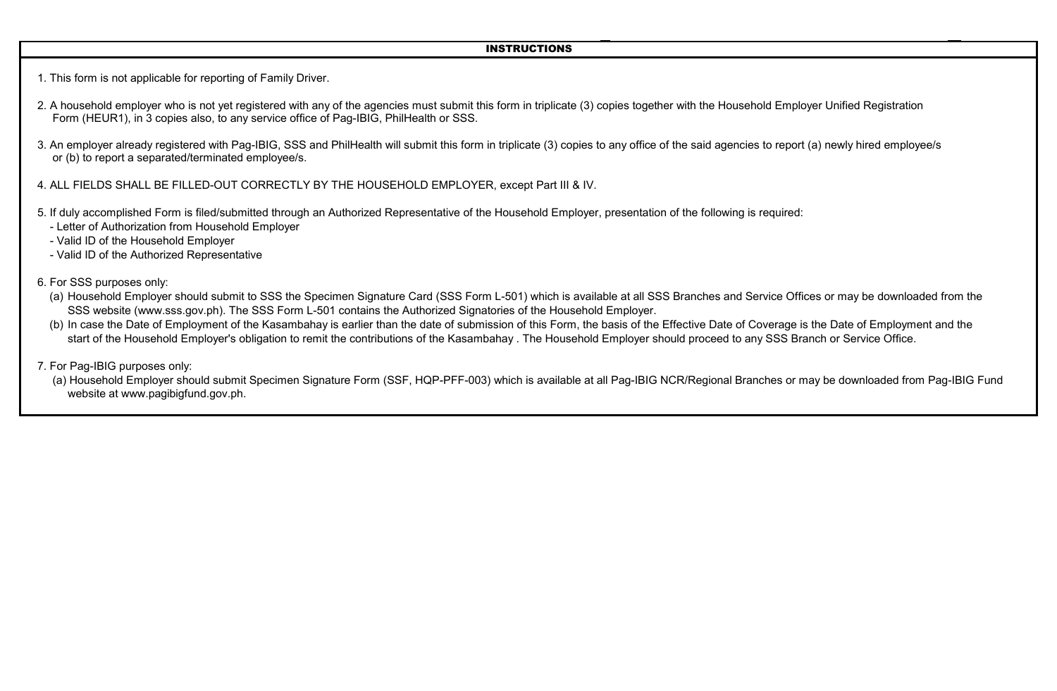## INSTRUCTIONS

1. This form is not applicable for reporting of Family Driver.

2. A household employer who is not yet registered with any of the agencies must submit this form in triplicate (3) copies together with the Household Employer Unified Registration Form (HEUR1), in 3 copies also, to any service office of Pag-IBIG, PhilHealth or SSS.

3. An employer already registered with Pag-IBIG, SSS and PhilHealth will submit this form in triplicate (3) copies to any office of the said agencies to report (a) newly hired employee/s or (b) to report a separated/terminated employee/s.

4. ALL FIELDS SHALL BE FILLED-OUT CORRECTLY BY THE HOUSEHOLD EMPLOYER, except Part III & IV.

5. If duly accomplished Form is filed/submitted through an Authorized Representative of the Household Employer, presentation of the following is required:
   - Letter of Authorization from Household Employer
   - Valid ID of the Household Employer
   - Valid ID of the Authorized Representative

6. For SSS purposes only:
   (a) Household Employer should submit to SSS the Specimen Signature Card (SSS Form L-501) which is available at all SSS Branches and Service Offices or may be downloaded from the SSS website (www.sss.gov.ph). The SSS Form L-501 contains the Authorized Signatories of the Household Employer.
   (b) In case the Date of Employment of the Kasambahay is earlier than the date of submission of this Form, the basis of the Effective Date of Coverage is the Date of Employment and the start of the Household Employer's obligation to remit the contributions of the Kasambahay . The Household Employer should proceed to any SSS Branch or Service Office.

7. For Pag-IBIG purposes only:
   (a) Household Employer should submit Specimen Signature Form (SSF, HQP-PFF-003) which is available at all Pag-IBIG NCR/Regional Branches or may be downloaded from Pag-IBIG Fund website at www.pagibigfund.gov.ph.